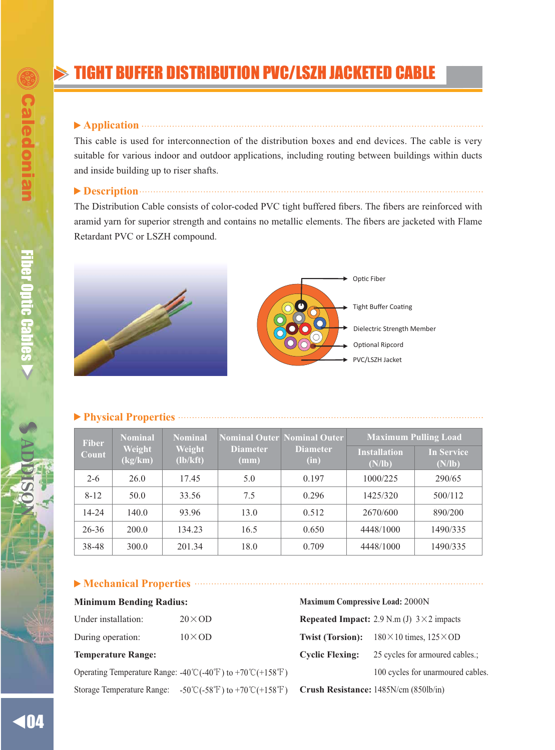# TIGHT BUFFER DISTRIBUTION PVC/LSZH JACKETED CABLE

## Application

This cable is used for interconnection of the distribution boxes and end devices. The cable is very suitable for various indoor and outdoor applications, including routing between buildings within ducts and inside building up to riser shafts.

## Description

The Distribution Cable consists of color-coded PVC tight buffered fibers. The fibers are reinforced with aramid yarn for superior strength and contains no metallic elements. The fibers are jacketed with Flame Retardant PVC or LSZH compound.

Optic Fiber

Tight Buffer Coating

Dielectric Strength Member

Optional Ripcord

PVC/LSZH Jacket

## Physical Properties

| Fiber Count | Nominal Weight (kg/km) | Nominal Weight (lb/kft) | Nominal Outer Diameter (mm) | Nominal Outer Diameter (in) | Maximum Pulling Load | |
|---|---|---|---|---|---|---|
| | | | | | Installation (N/lb) | In Service (N/lb) |
| 2-6 | 26.0 | 17.45 | 5.0 | 0.197 | 1000/225 | 290/65 |
| 8-12 | 50.0 | 33.56 | 7.5 | 0.296 | 1425/320 | 500/112 |
| 14-24 | 140.0 | 93.96 | 13.0 | 0.512 | 2670/600 | 890/200 |
| 26-36 | 200.0 | 134.23 | 16.5 | 0.650 | 4448/1000 | 1490/335 |
| 38-48 | 300.0 | 201.34 | 18.0 | 0.709 | 4448/1000 | 1490/335 |

## Mechanical Properties

**Minimum Bending Radius:**

Under installation: 20×OD

During operation: 10×OD

**Temperature Range:**

Operating Temperature Range: -40℃(-40℉) to +70℃(+158℉)

Storage Temperature Range: -50℃(-58℉) to +70℃(+158℉)

**Maximum Compressive Load:** 2000N

**Repeated Impact:** 2.9 N.m (J) 3×2 impacts

**Twist (Torsion):** 180×10 times, 125×OD

**Cyclic Flexing:** 25 cycles for armoured cables.; 100 cycles for unarmoured cables.

**Crush Resistance:** 1485N/cm (850lb/in)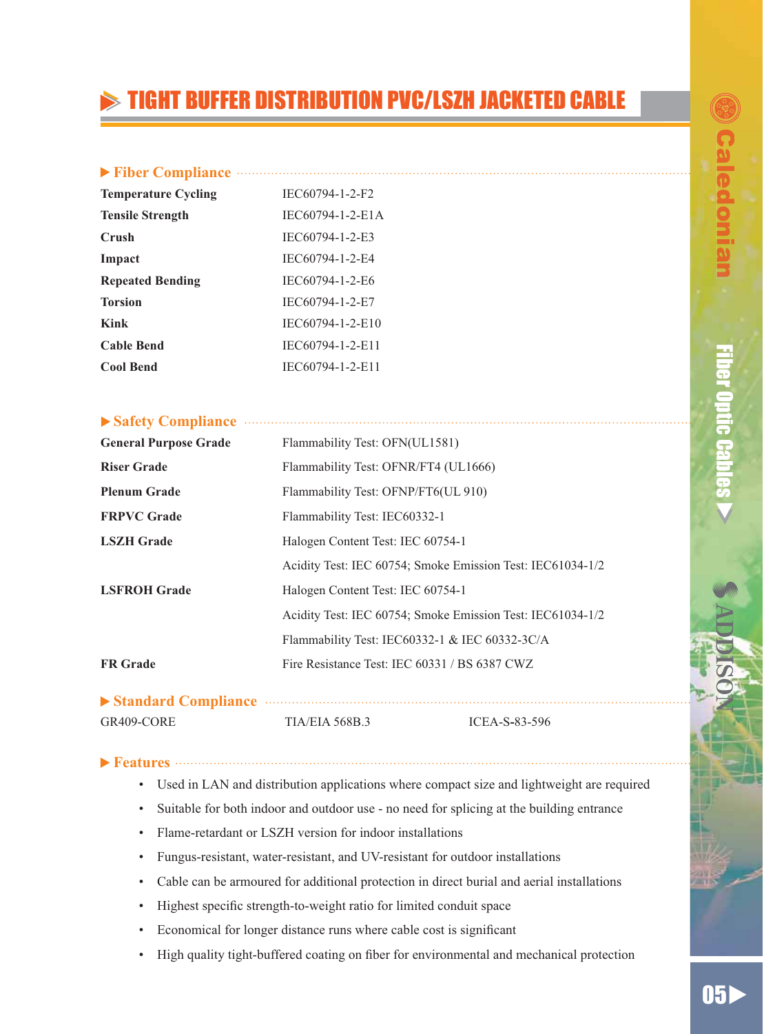# TIGHT BUFFER DISTRIBUTION PVC/LSZH JACKETED CABLE

## Fiber Compliance

| | |
|---|---|
| **Temperature Cycling** | IEC60794-1-2-F2 |
| **Tensile Strength** | IEC60794-1-2-E1A |
| **Crush** | IEC60794-1-2-E3 |
| **Impact** | IEC60794-1-2-E4 |
| **Repeated Bending** | IEC60794-1-2-E6 |
| **Torsion** | IEC60794-1-2-E7 |
| **Kink** | IEC60794-1-2-E10 |
| **Cable Bend** | IEC60794-1-2-E11 |
| **Cool Bend** | IEC60794-1-2-E11 |

## Safety Compliance

| | |
|---|---|
| **General Purpose Grade** | Flammability Test: OFN(UL1581) |
| **Riser Grade** | Flammability Test: OFNR/FT4 (UL1666) |
| **Plenum Grade** | Flammability Test: OFNP/FT6(UL 910) |
| **FRPVC Grade** | Flammability Test: IEC60332-1 |
| **LSZH Grade** | Halogen Content Test: IEC 60754-1 |
| | Acidity Test: IEC 60754; Smoke Emission Test: IEC61034-1/2 |
| **LSFROH Grade** | Halogen Content Test: IEC 60754-1 |
| | Acidity Test: IEC 60754; Smoke Emission Test: IEC61034-1/2 |
| | Flammability Test: IEC60332-1 & IEC 60332-3C/A |
| **FR Grade** | Fire Resistance Test: IEC 60331 / BS 6387 CWZ |

## Standard Compliance

GR409-CORE TIA/EIA 568B.3 ICEA-S-83-596

## Features

- Used in LAN and distribution applications where compact size and lightweight are required
- Suitable for both indoor and outdoor use - no need for splicing at the building entrance
- Flame-retardant or LSZH version for indoor installations
- Fungus-resistant, water-resistant, and UV-resistant for outdoor installations
- Cable can be armoured for additional protection in direct burial and aerial installations
- Highest specific strength-to-weight ratio for limited conduit space
- Economical for longer distance runs where cable cost is significant
- High quality tight-buffered coating on fiber for environmental and mechanical protection